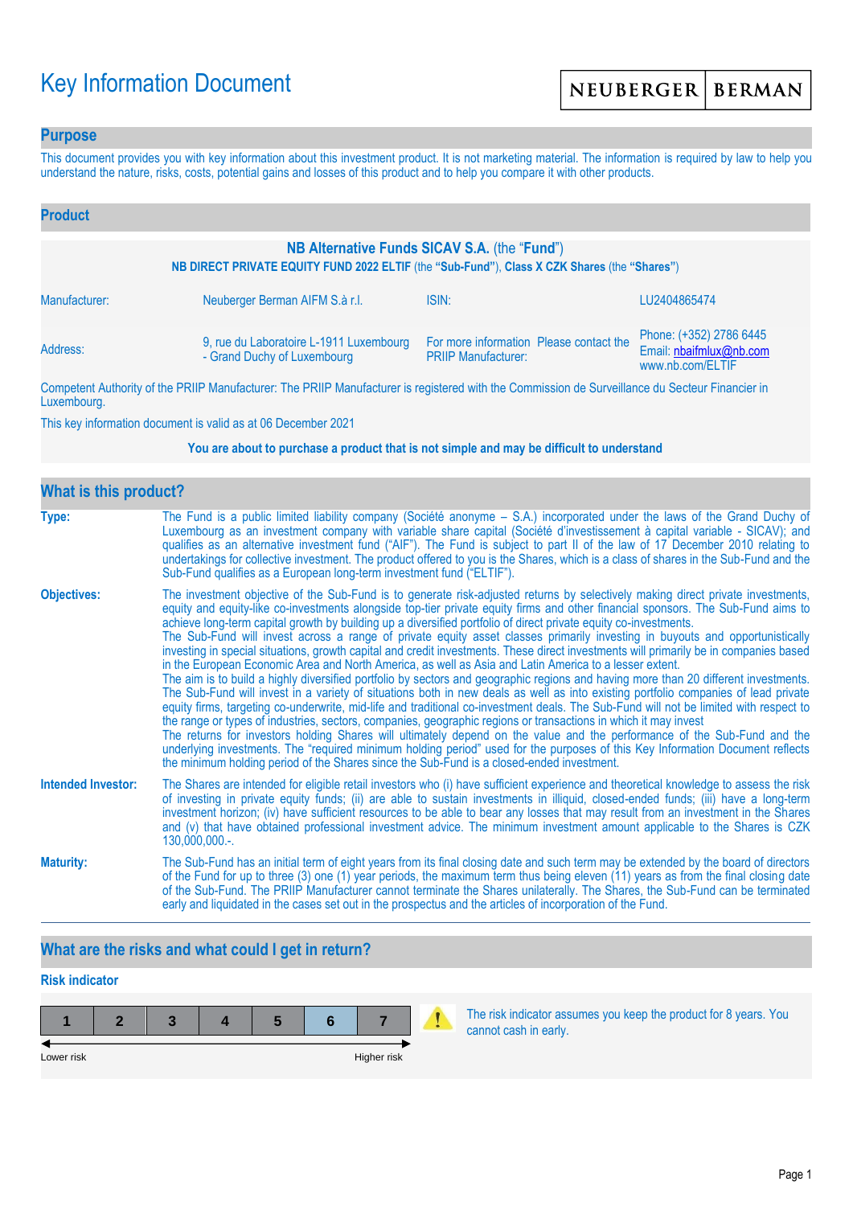# Key Information Document

NEUBERGER | BERMAN

## Purpose

This document provides you with key information about this investment product. It is not marketing material. The information is required by law to help you understand the nature, risks, costs, potential gains and losses of this product and to help you compare it with other products.

## Product

**NB Alternative Funds SICAV S.A.** (the "**Fund**")

**NB DIRECT PRIVATE EQUITY FUND 2022 ELTIF** (the **"Sub-Fund"**), **Class X CZK Shares** (the **"Shares"**)

| | | | |
|---|---|---|---|
| Manufacturer: | Neuberger Berman AIFM S.à r.l. | ISIN: | LU2404865474 |
| Address: | 9, rue du Laboratoire L-1911 Luxembourg - Grand Duchy of Luxembourg | For more information Please contact the PRIIP Manufacturer: | Phone: (+352) 2786 6445<br>Email: nbaifmlux@nb.com<br>www.nb.com/ELTIF |

Competent Authority of the PRIIP Manufacturer: The PRIIP Manufacturer is registered with the Commission de Surveillance du Secteur Financier in Luxembourg.

This key information document is valid as at 06 December 2021

**You are about to purchase a product that is not simple and may be difficult to understand**

## What is this product?

**Type:** The Fund is a public limited liability company (Société anonyme – S.A.) incorporated under the laws of the Grand Duchy of Luxembourg as an investment company with variable share capital (Société d'investissement à capital variable - SICAV); and qualifies as an alternative investment fund ("AIF"). The Fund is subject to part II of the law of 17 December 2010 relating to undertakings for collective investment. The product offered to you is the Shares, which is a class of shares in the Sub-Fund and the Sub-Fund qualifies as a European long-term investment fund ("ELTIF").

**Objectives:** The investment objective of the Sub-Fund is to generate risk-adjusted returns by selectively making direct private investments, equity and equity-like co-investments alongside top-tier private equity firms and other financial sponsors. The Sub-Fund aims to achieve long-term capital growth by building up a diversified portfolio of direct private equity co-investments.
The Sub-Fund will invest across a range of private equity asset classes primarily investing in buyouts and opportunistically investing in special situations, growth capital and credit investments. These direct investments will primarily be in companies based in the European Economic Area and North America, as well as Asia and Latin America to a lesser extent.
The aim is to build a highly diversified portfolio by sectors and geographic regions and having more than 20 different investments. The Sub-Fund will invest in a variety of situations both in new deals as well as into existing portfolio companies of lead private equity firms, targeting co-underwrite, mid-life and traditional co-investment deals. The Sub-Fund will not be limited with respect to the range or types of industries, sectors, companies, geographic regions or transactions in which it may invest
The returns for investors holding Shares will ultimately depend on the value and the performance of the Sub-Fund and the underlying investments. The "required minimum holding period" used for the purposes of this Key Information Document reflects the minimum holding period of the Shares since the Sub-Fund is a closed-ended investment.

**Intended Investor:** The Shares are intended for eligible retail investors who (i) have sufficient experience and theoretical knowledge to assess the risk of investing in private equity funds; (ii) are able to sustain investments in illiquid, closed-ended funds; (iii) have a long-term investment horizon; (iv) have sufficient resources to be able to bear any losses that may result from an investment in the Shares and (v) that have obtained professional investment advice. The minimum investment amount applicable to the Shares is CZK 130,000,000.-.

**Maturity:** The Sub-Fund has an initial term of eight years from its final closing date and such term may be extended by the board of directors of the Fund for up to three (3) one (1) year periods, the maximum term thus being eleven (11) years as from the final closing date of the Sub-Fund. The PRIIP Manufacturer cannot terminate the Shares unilaterally. The Shares, the Sub-Fund can be terminated early and liquidated in the cases set out in the prospectus and the articles of incorporation of the Fund.

## What are the risks and what could I get in return?

### Risk indicator

| 1 | 2 | 3 | 4 | 5 | **6** | 7 |
|---|---|---|---|---|---|---|

Lower risk ← → Higher risk

The risk indicator assumes you keep the product for 8 years. You cannot cash in early.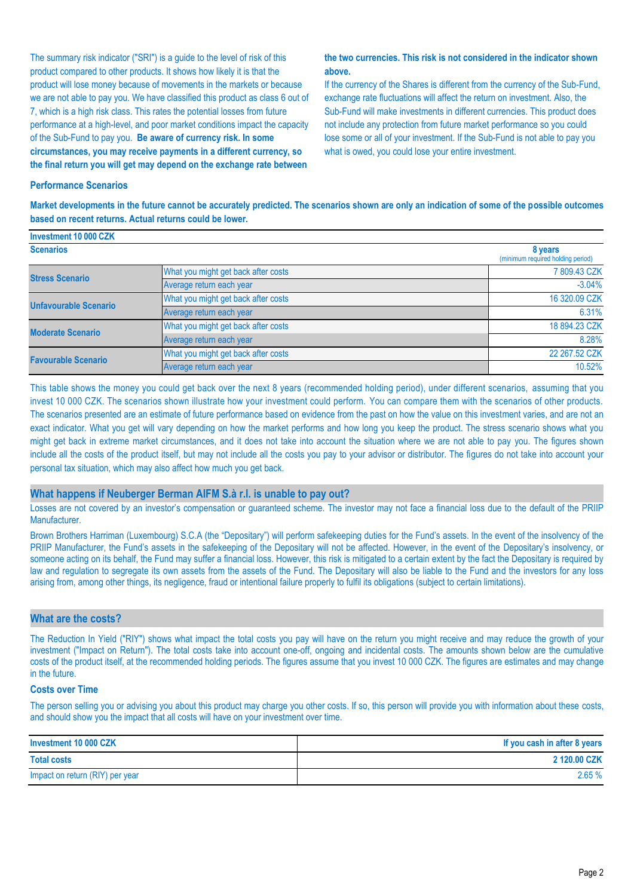The summary risk indicator ("SRI") is a guide to the level of risk of this product compared to other products. It shows how likely it is that the product will lose money because of movements in the markets or because we are not able to pay you. We have classified this product as class 6 out of 7, which is a high risk class. This rates the potential losses from future performance at a high-level, and poor market conditions impact the capacity of the Sub-Fund to pay you. **Be aware of currency risk. In some circumstances, you may receive payments in a different currency, so the final return you will get may depend on the exchange rate between the two currencies. This risk is not considered in the indicator shown above.**

If the currency of the Shares is different from the currency of the Sub-Fund, exchange rate fluctuations will affect the return on investment. Also, the Sub-Fund will make investments in different currencies. This product does not include any protection from future market performance so you could lose some or all of your investment. If the Sub-Fund is not able to pay you what is owed, you could lose your entire investment.

### Performance Scenarios

**Market developments in the future cannot be accurately predicted. The scenarios shown are only an indication of some of the possible outcomes based on recent returns. Actual returns could be lower.**

| **Investment 10 000 CZK** | | |
|---|---|---|
| **Scenarios** | | **8 years** (minimum required holding period) |
| **Stress Scenario** | What you might get back after costs | 7 809.43 CZK |
| | Average return each year | -3.04% |
| **Unfavourable Scenario** | What you might get back after costs | 16 320.09 CZK |
| | Average return each year | 6.31% |
| **Moderate Scenario** | What you might get back after costs | 18 894.23 CZK |
| | Average return each year | 8.28% |
| **Favourable Scenario** | What you might get back after costs | 22 267.52 CZK |
| | Average return each year | 10.52% |

This table shows the money you could get back over the next 8 years (recommended holding period), under different scenarios, assuming that you invest 10 000 CZK. The scenarios shown illustrate how your investment could perform. You can compare them with the scenarios of other products. The scenarios presented are an estimate of future performance based on evidence from the past on how the value on this investment varies, and are not an exact indicator. What you get will vary depending on how the market performs and how long you keep the product. The stress scenario shows what you might get back in extreme market circumstances, and it does not take into account the situation where we are not able to pay you. The figures shown include all the costs of the product itself, but may not include all the costs you pay to your advisor or distributor. The figures do not take into account your personal tax situation, which may also affect how much you get back.

## What happens if Neuberger Berman AIFM S.à r.l. is unable to pay out?

Losses are not covered by an investor's compensation or guaranteed scheme. The investor may not face a financial loss due to the default of the PRIIP Manufacturer.

Brown Brothers Harriman (Luxembourg) S.C.A (the "Depositary") will perform safekeeping duties for the Fund's assets. In the event of the insolvency of the PRIIP Manufacturer, the Fund's assets in the safekeeping of the Depositary will not be affected. However, in the event of the Depositary's insolvency, or someone acting on its behalf, the Fund may suffer a financial loss. However, this risk is mitigated to a certain extent by the fact the Depositary is required by law and regulation to segregate its own assets from the assets of the Fund. The Depositary will also be liable to the Fund and the investors for any loss arising from, among other things, its negligence, fraud or intentional failure properly to fulfil its obligations (subject to certain limitations).

## What are the costs?

The Reduction In Yield ("RIY") shows what impact the total costs you pay will have on the return you might receive and may reduce the growth of your investment ("Impact on Return"). The total costs take into account one-off, ongoing and incidental costs. The amounts shown below are the cumulative costs of the product itself, at the recommended holding periods. The figures assume that you invest 10 000 CZK. The figures are estimates and may change in the future.

### Costs over Time

The person selling you or advising you about this product may charge you other costs. If so, this person will provide you with information about these costs, and should show you the impact that all costs will have on your investment over time.

| **Investment 10 000 CZK** | **If you cash in after 8 years** |
|---|---|
| **Total costs** | **2 120.00 CZK** |
| Impact on return (RIY) per year | 2.65 % |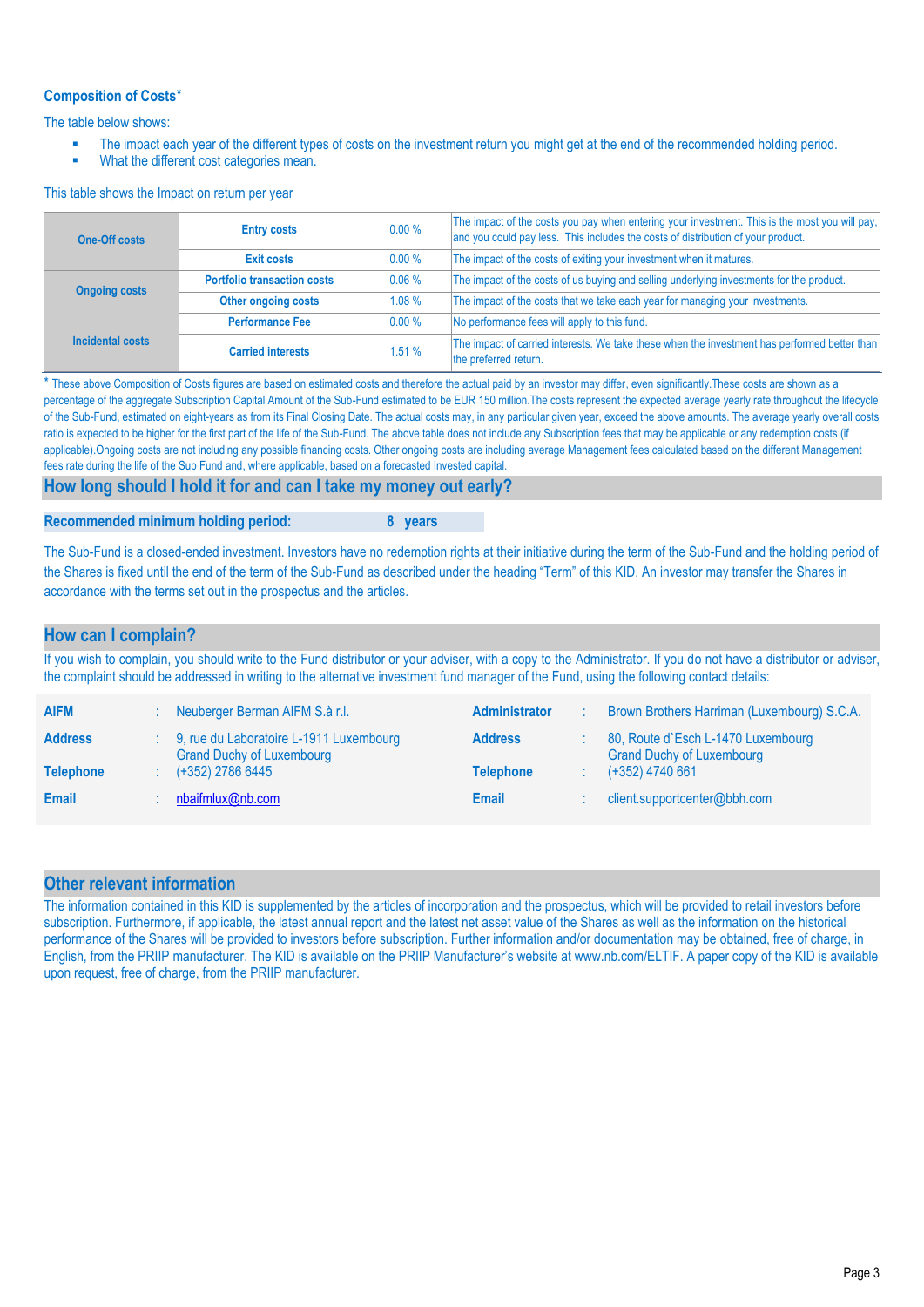### Composition of Costs*

The table below shows:

- The impact each year of the different types of costs on the investment return you might get at the end of the recommended holding period.
- What the different cost categories mean.

This table shows the Impact on return per year

| | | | |
|---|---|---|---|
| **One-Off costs** | **Entry costs** | 0.00 % | The impact of the costs you pay when entering your investment. This is the most you will pay, and you could pay less. This includes the costs of distribution of your product. |
| | **Exit costs** | 0.00 % | The impact of the costs of exiting your investment when it matures. |
| **Ongoing costs** | **Portfolio transaction costs** | 0.06 % | The impact of the costs of us buying and selling underlying investments for the product. |
| | **Other ongoing costs** | 1.08 % | The impact of the costs that we take each year for managing your investments. |
| **Incidental costs** | **Performance Fee** | 0.00 % | No performance fees will apply to this fund. |
| | **Carried interests** | 1.51 % | The impact of carried interests. We take these when the investment has performed better than the preferred return. |

* These above Composition of Costs figures are based on estimated costs and therefore the actual paid by an investor may differ, even significantly.These costs are shown as a percentage of the aggregate Subscription Capital Amount of the Sub-Fund estimated to be EUR 150 million.The costs represent the expected average yearly rate throughout the lifecycle of the Sub-Fund, estimated on eight-years as from its Final Closing Date. The actual costs may, in any particular given year, exceed the above amounts. The average yearly overall costs ratio is expected to be higher for the first part of the life of the Sub-Fund. The above table does not include any Subscription fees that may be applicable or any redemption costs (if applicable).Ongoing costs are not including any possible financing costs. Other ongoing costs are including average Management fees calculated based on the different Management fees rate during the life of the Sub Fund and, where applicable, based on a forecasted Invested capital.

## How long should I hold it for and can I take my money out early?

**Recommended minimum holding period: 8 years**

The Sub-Fund is a closed-ended investment. Investors have no redemption rights at their initiative during the term of the Sub-Fund and the holding period of the Shares is fixed until the end of the term of the Sub-Fund as described under the heading "Term" of this KID. An investor may transfer the Shares in accordance with the terms set out in the prospectus and the articles.

## How can I complain?

If you wish to complain, you should write to the Fund distributor or your adviser, with a copy to the Administrator. If you do not have a distributor or adviser, the complaint should be addressed in writing to the alternative investment fund manager of the Fund, using the following contact details:

| | | | |
|---|---|---|---|
| **AIFM** | Neuberger Berman AIFM S.à r.l. | **Administrator** | Brown Brothers Harriman (Luxembourg) S.C.A. |
| **Address** | 9, rue du Laboratoire L-1911 Luxembourg Grand Duchy of Luxembourg | **Address** | 80, Route d`Esch L-1470 Luxembourg Grand Duchy of Luxembourg |
| **Telephone** | (+352) 2786 6445 | **Telephone** | (+352) 4740 661 |
| **Email** | nbaifmlux@nb.com | **Email** | client.supportcenter@bbh.com |

## Other relevant information

The information contained in this KID is supplemented by the articles of incorporation and the prospectus, which will be provided to retail investors before subscription. Furthermore, if applicable, the latest annual report and the latest net asset value of the Shares as well as the information on the historical performance of the Shares will be provided to investors before subscription. Further information and/or documentation may be obtained, free of charge, in English, from the PRIIP manufacturer. The KID is available on the PRIIP Manufacturer's website at www.nb.com/ELTIF. A paper copy of the KID is available upon request, free of charge, from the PRIIP manufacturer.